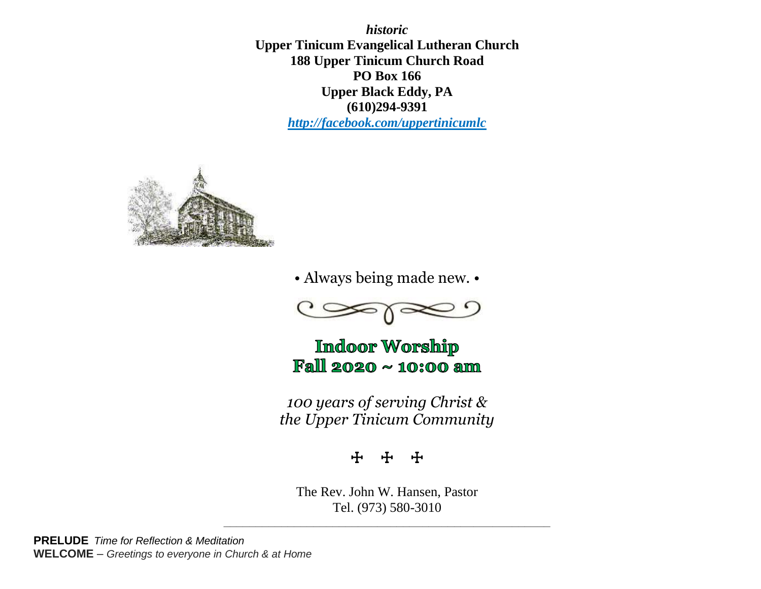***historic***
**Upper Tinicum Evangelical Lutheran Church**
**188 Upper Tinicum Church Road**
**PO Box 166**
**Upper Black Eddy, PA**
**(610)294-9391**
***http://facebook.com/uppertinicumlc***

• Always being made new. •

# Indoor Worship
# Fall 2020 ~ 10:00 am

*100 years of serving Christ &*
*the Upper Tinicum Community*

☩ ☩ ☩

The Rev. John W. Hansen, Pastor
Tel. (973) 580-3010

---

**PRELUDE** *Time for Reflection & Meditation*
**WELCOME** – *Greetings to everyone in Church & at Home*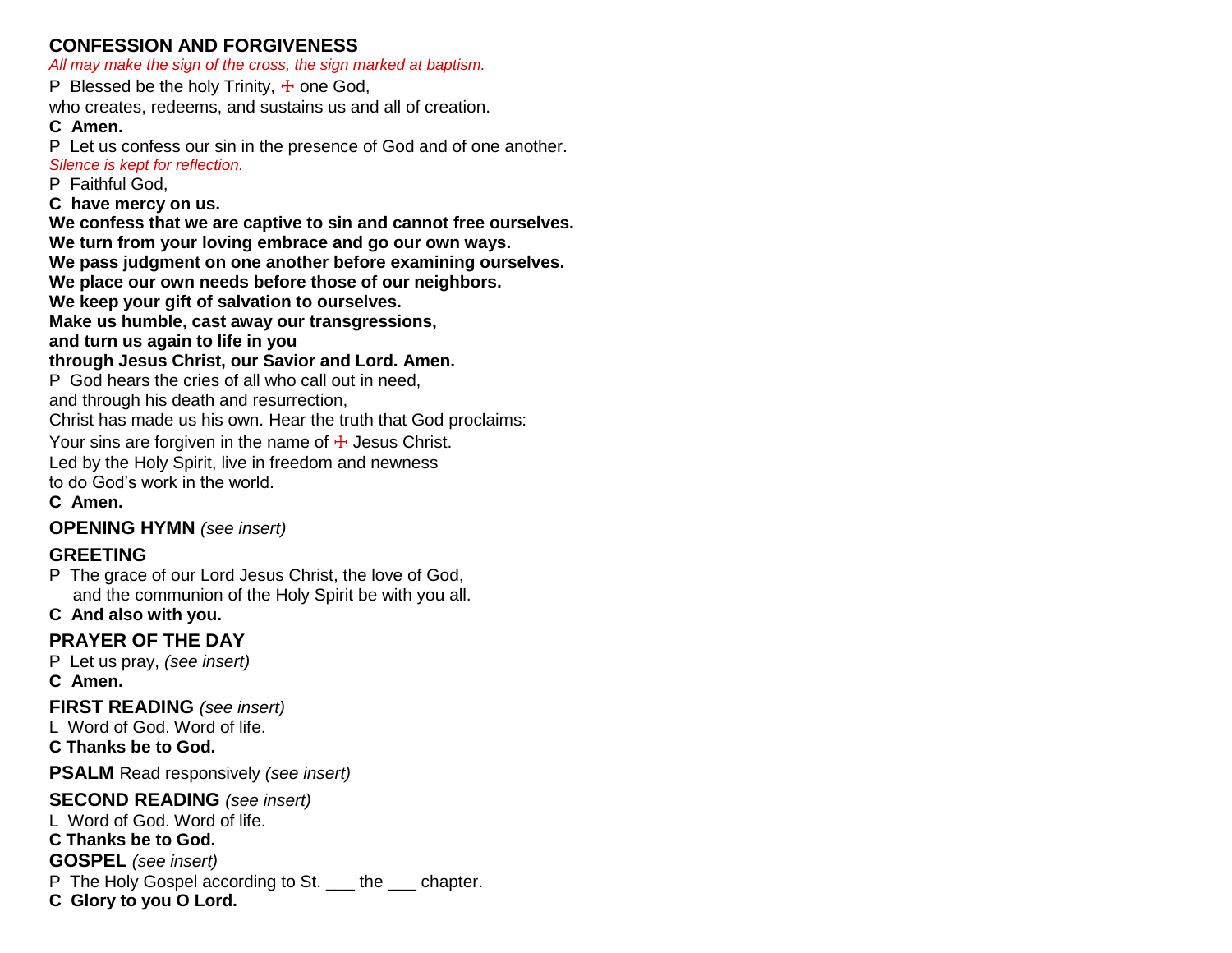## CONFESSION AND FORGIVENESS

*All may make the sign of the cross, the sign marked at baptism.*

P Blessed be the holy Trinity, ☩ one God,
who creates, redeems, and sustains us and all of creation.

**C Amen.**

P Let us confess our sin in the presence of God and of one another.

*Silence is kept for reflection.*

P Faithful God,

**C have mercy on us.**
**We confess that we are captive to sin and cannot free ourselves.**
**We turn from your loving embrace and go our own ways.**
**We pass judgment on one another before examining ourselves.**
**We place our own needs before those of our neighbors.**
**We keep your gift of salvation to ourselves.**
**Make us humble, cast away our transgressions,**
**and turn us again to life in you**
**through Jesus Christ, our Savior and Lord. Amen.**

P God hears the cries of all who call out in need,
and through his death and resurrection,
Christ has made us his own. Hear the truth that God proclaims:
Your sins are forgiven in the name of ☩ Jesus Christ.
Led by the Holy Spirit, live in freedom and newness
to do God's work in the world.

**C Amen.**

## OPENING HYMN *(see insert)*

## GREETING

P The grace of our Lord Jesus Christ, the love of God,
and the communion of the Holy Spirit be with you all.

**C And also with you.**

## PRAYER OF THE DAY

P Let us pray, *(see insert)*

**C Amen.**

## FIRST READING *(see insert)*

L Word of God. Word of life.

**C Thanks be to God.**

## PSALM Read responsively *(see insert)*

## SECOND READING *(see insert)*

L Word of God. Word of life.

**C Thanks be to God.**

## GOSPEL *(see insert)*

P The Holy Gospel according to St. ___ the ___ chapter.

**C Glory to you O Lord.**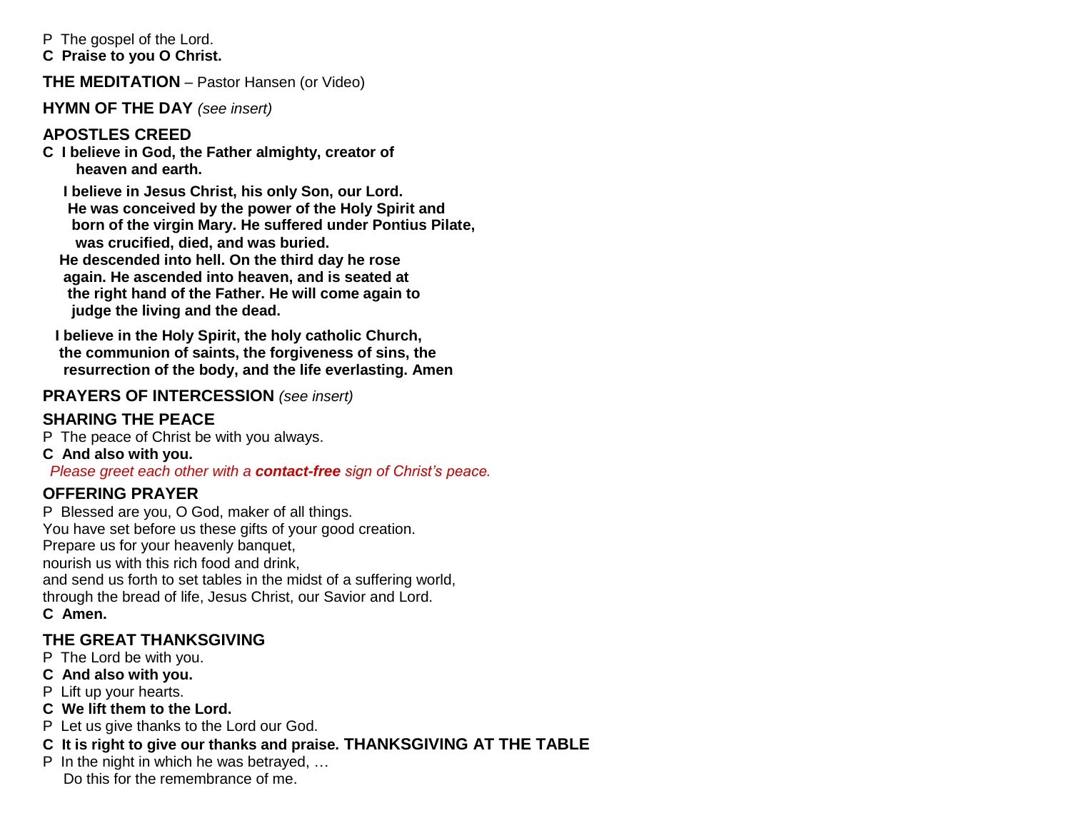P  The gospel of the Lord.
**C  Praise to you O Christ.**

**THE MEDITATION** – Pastor Hansen (or Video)

**HYMN OF THE DAY** *(see insert)*

**APOSTLES CREED**

**C  I believe in God, the Father almighty, creator of heaven and earth.**

**I believe in Jesus Christ, his only Son, our Lord. He was conceived by the power of the Holy Spirit and born of the virgin Mary. He suffered under Pontius Pilate, was crucified, died, and was buried. He descended into hell. On the third day he rose again. He ascended into heaven, and is seated at the right hand of the Father. He will come again to judge the living and the dead.**

**I believe in the Holy Spirit, the holy catholic Church, the communion of saints, the forgiveness of sins, the resurrection of the body, and the life everlasting. Amen**

**PRAYERS OF INTERCESSION** *(see insert)*

**SHARING THE PEACE**

P  The peace of Christ be with you always.
**C  And also with you.**

*Please greet each other with a **contact-free** sign of Christ's peace.*

**OFFERING PRAYER**

P  Blessed are you, O God, maker of all things.
You have set before us these gifts of your good creation.
Prepare us for your heavenly banquet,
nourish us with this rich food and drink,
and send us forth to set tables in the midst of a suffering world,
through the bread of life, Jesus Christ, our Savior and Lord.
**C  Amen.**

**THE GREAT THANKSGIVING**

P  The Lord be with you.
**C  And also with you.**
P  Lift up your hearts.
**C  We lift them to the Lord.**
P  Let us give thanks to the Lord our God.
**C  It is right to give our thanks and praise.** **THANKSGIVING AT THE TABLE**
P  In the night in which he was betrayed, …
Do this for the remembrance of me.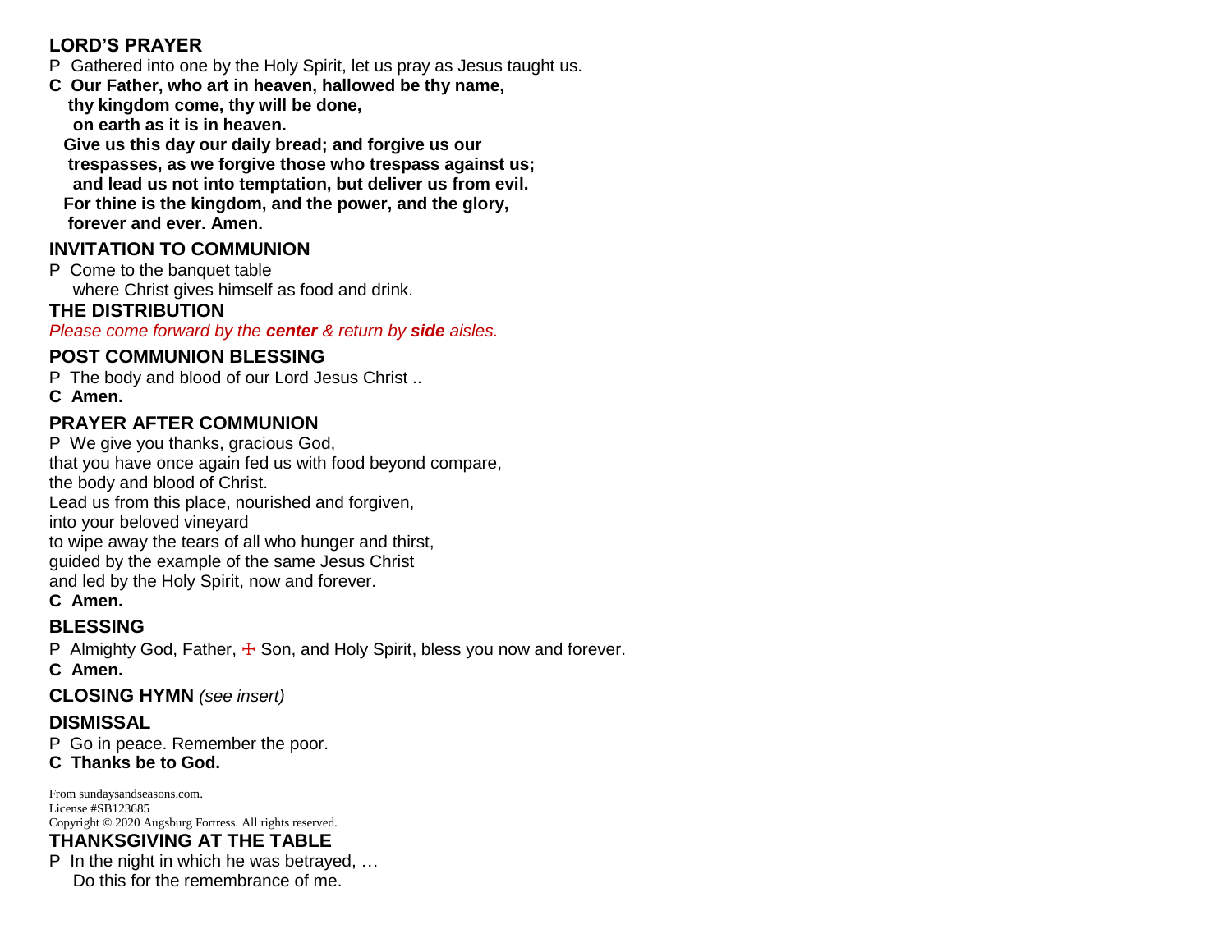## LORD'S PRAYER

P Gathered into one by the Holy Spirit, let us pray as Jesus taught us.

**C Our Father, who art in heaven, hallowed be thy name,**
**thy kingdom come, thy will be done,**
**on earth as it is in heaven.**
**Give us this day our daily bread; and forgive us our**
**trespasses, as we forgive those who trespass against us;**
**and lead us not into temptation, but deliver us from evil.**
**For thine is the kingdom, and the power, and the glory,**
**forever and ever. Amen.**

## INVITATION TO COMMUNION

P Come to the banquet table
where Christ gives himself as food and drink.

## THE DISTRIBUTION

*Please come forward by the **center** & return by **side** aisles.*

## POST COMMUNION BLESSING

P The body and blood of our Lord Jesus Christ ..

**C Amen.**

## PRAYER AFTER COMMUNION

P We give you thanks, gracious God,
that you have once again fed us with food beyond compare,
the body and blood of Christ.
Lead us from this place, nourished and forgiven,
into your beloved vineyard
to wipe away the tears of all who hunger and thirst,
guided by the example of the same Jesus Christ
and led by the Holy Spirit, now and forever.

**C Amen.**

## BLESSING

P Almighty God, Father, ☩ Son, and Holy Spirit, bless you now and forever.

**C Amen.**

**CLOSING HYMN** *(see insert)*

## DISMISSAL

P Go in peace. Remember the poor.

**C Thanks be to God.**

From sundaysandseasons.com.
License #SB123685
Copyright © 2020 Augsburg Fortress. All rights reserved.

## THANKSGIVING AT THE TABLE

P In the night in which he was betrayed, …
Do this for the remembrance of me.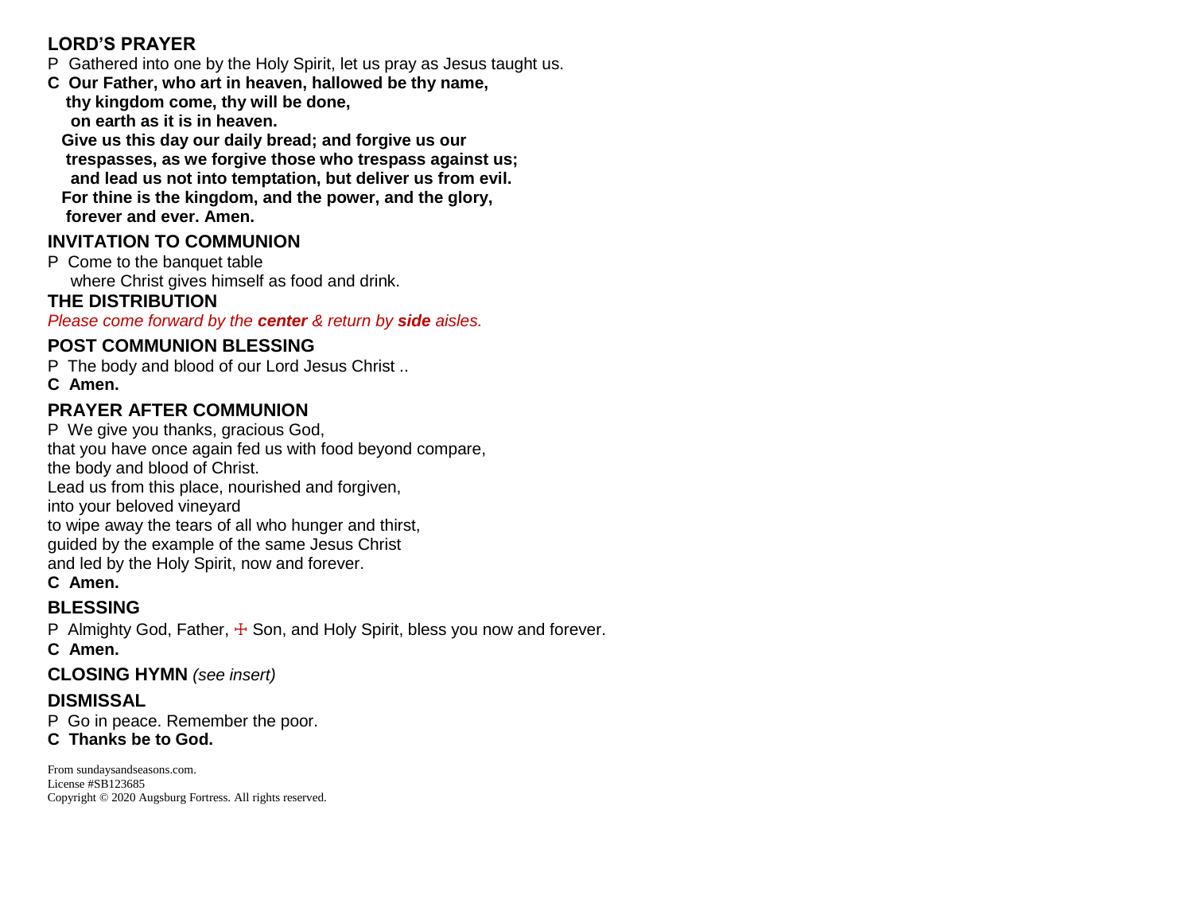## LORD'S PRAYER

P Gathered into one by the Holy Spirit, let us pray as Jesus taught us.

**C Our Father, who art in heaven, hallowed be thy name,**
**thy kingdom come, thy will be done,**
**on earth as it is in heaven.**
**Give us this day our daily bread; and forgive us our**
**trespasses, as we forgive those who trespass against us;**
**and lead us not into temptation, but deliver us from evil.**
**For thine is the kingdom, and the power, and the glory,**
**forever and ever. Amen.**

## INVITATION TO COMMUNION

P Come to the banquet table
where Christ gives himself as food and drink.

## THE DISTRIBUTION

*Please come forward by the **center** & return by **side** aisles.*

## POST COMMUNION BLESSING

P The body and blood of our Lord Jesus Christ ..

**C Amen.**

## PRAYER AFTER COMMUNION

P We give you thanks, gracious God,
that you have once again fed us with food beyond compare,
the body and blood of Christ.
Lead us from this place, nourished and forgiven,
into your beloved vineyard
to wipe away the tears of all who hunger and thirst,
guided by the example of the same Jesus Christ
and led by the Holy Spirit, now and forever.

**C Amen.**

## BLESSING

P Almighty God, Father, ☩ Son, and Holy Spirit, bless you now and forever.

**C Amen.**

**CLOSING HYMN** *(see insert)*

## DISMISSAL

P Go in peace. Remember the poor.

**C Thanks be to God.**

From sundaysandseasons.com.
License #SB123685
Copyright © 2020 Augsburg Fortress. All rights reserved.